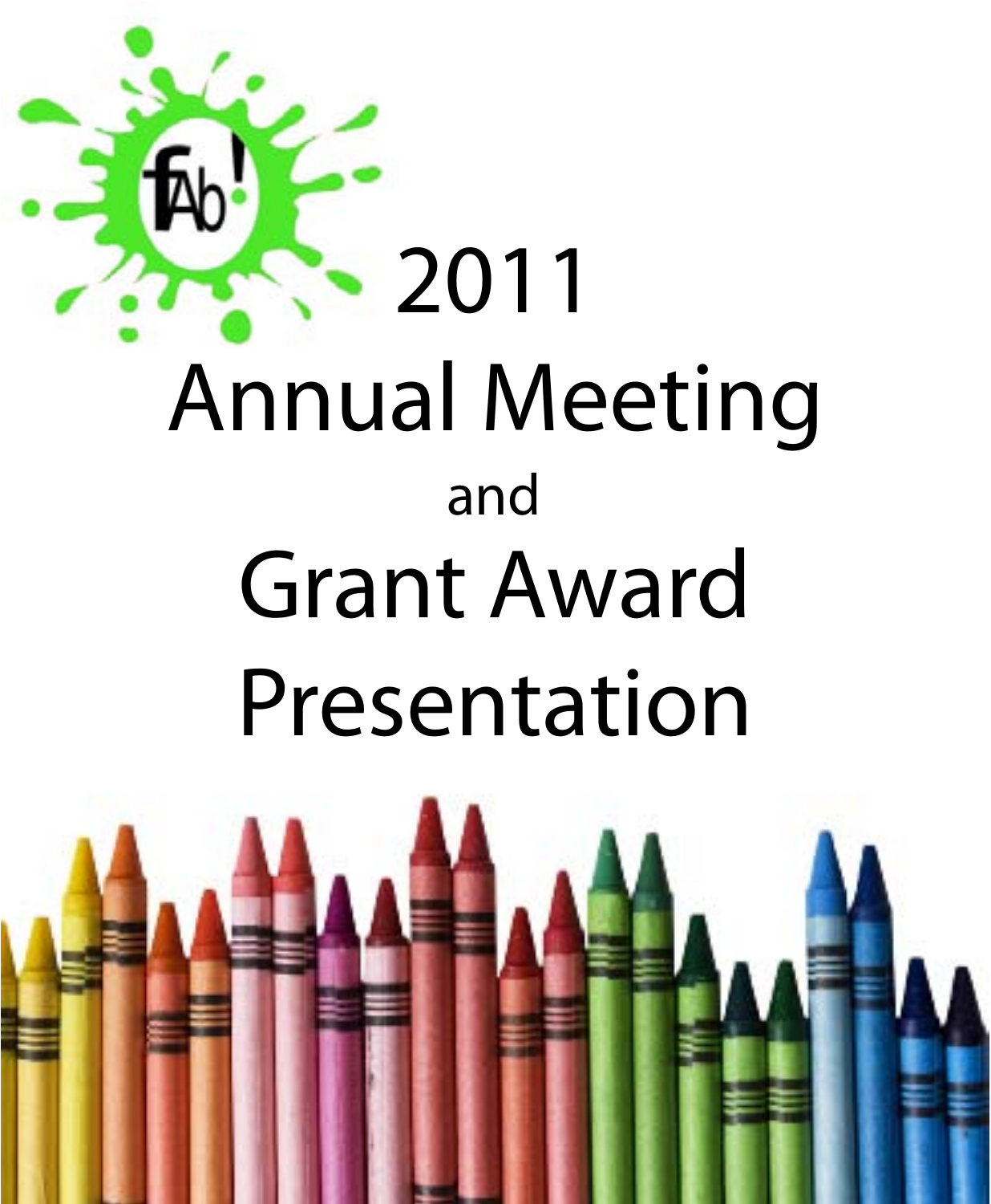fAb!

# 2011 Annual Meeting

and

# Grant Award Presentation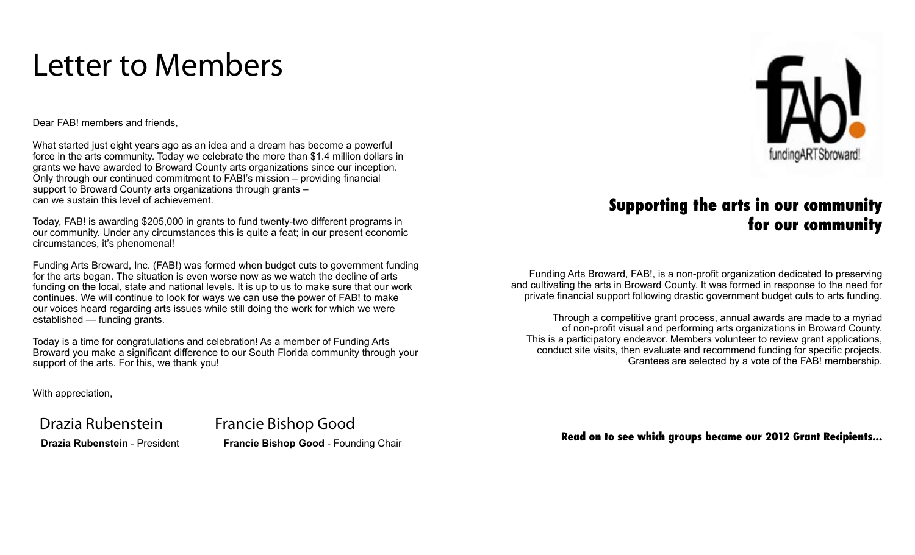# Letter to Members

Dear FAB! members and friends,

What started just eight years ago as an idea and a dream has become a powerful force in the arts community. Today we celebrate the more than $1.4 million dollars in grants we have awarded to Broward County arts organizations since our inception. Only through our continued commitment to FAB!'s mission – providing financial support to Broward County arts organizations through grants – can we sustain this level of achievement.

Today, FAB! is awarding $205,000 in grants to fund twenty-two different programs in our community. Under any circumstances this is quite a feat; in our present economic circumstances, it's phenomenal!

Funding Arts Broward, Inc. (FAB!) was formed when budget cuts to government funding for the arts began. The situation is even worse now as we watch the decline of arts funding on the local, state and national levels. It is up to us to make sure that our work continues. We will continue to look for ways we can use the power of FAB! to make our voices heard regarding arts issues while still doing the work for which we were established — funding grants.

Today is a time for congratulations and celebration! As a member of Funding Arts Broward you make a significant difference to our South Florida community through your support of the arts. For this, we thank you!

With appreciation,

Drazia Rubenstein
**Drazia Rubenstein** - President

Francie Bishop Good
**Francie Bishop Good** - Founding Chair

fAb! fundingARTSbroward!

## Supporting the arts in our community for our community

Funding Arts Broward, FAB!, is a non-profit organization dedicated to preserving and cultivating the arts in Broward County. It was formed in response to the need for private financial support following drastic government budget cuts to arts funding.

Through a competitive grant process, annual awards are made to a myriad of non-profit visual and performing arts organizations in Broward County. This is a participatory endeavor. Members volunteer to review grant applications, conduct site visits, then evaluate and recommend funding for specific projects. Grantees are selected by a vote of the FAB! membership.

**Read on to see which groups became our 2012 Grant Recipients...**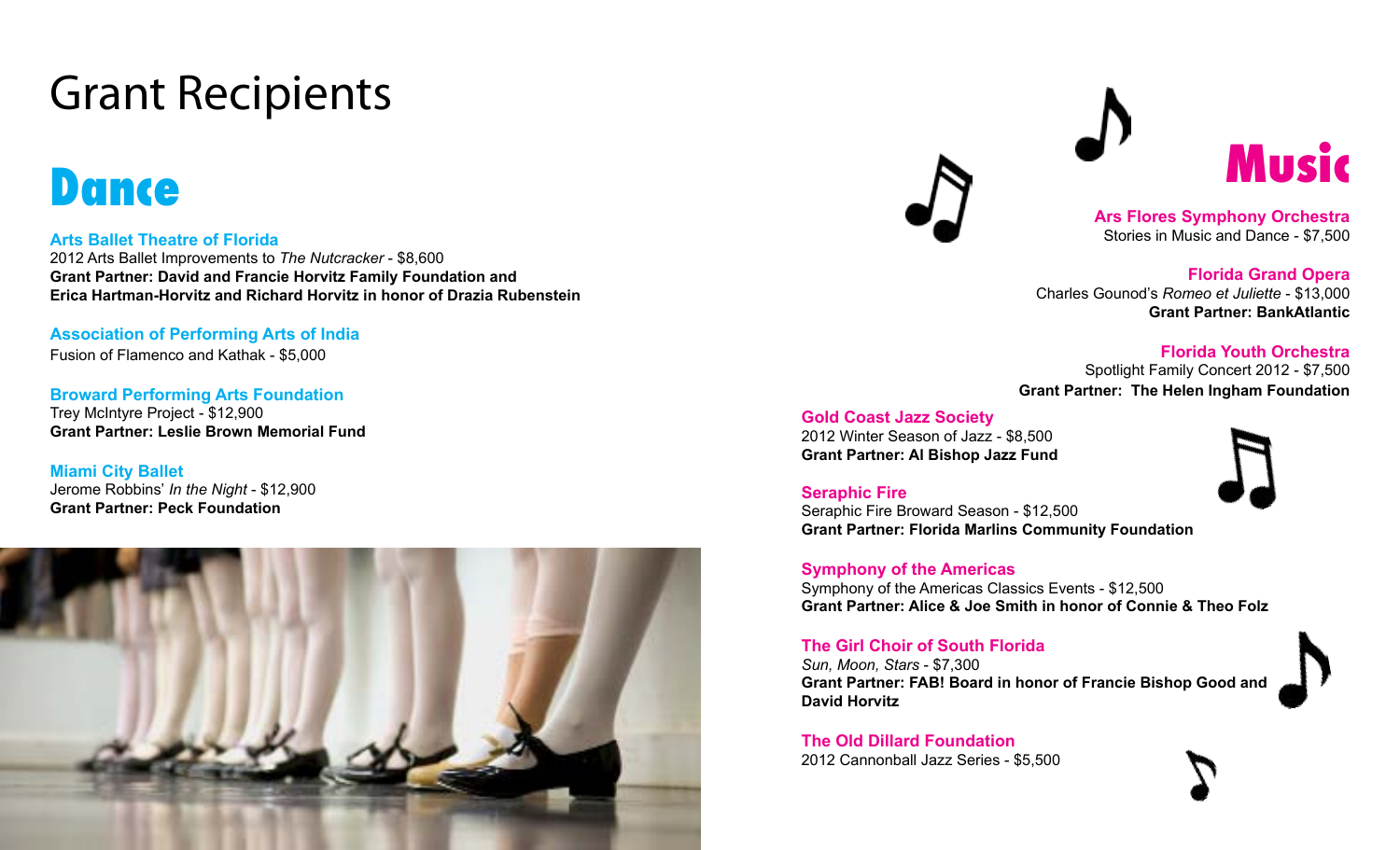# Grant Recipients

## Dance

**Arts Ballet Theatre of Florida**
2012 Arts Ballet Improvements to *The Nutcracker* - $8,600
**Grant Partner: David and Francie Horvitz Family Foundation and Erica Hartman-Horvitz and Richard Horvitz in honor of Drazia Rubenstein**

**Association of Performing Arts of India**
Fusion of Flamenco and Kathak - $5,000

**Broward Performing Arts Foundation**
Trey McIntyre Project - $12,900
**Grant Partner: Leslie Brown Memorial Fund**

**Miami City Ballet**
Jerome Robbins' *In the Night* - $12,900
**Grant Partner: Peck Foundation**

## Music

**Ars Flores Symphony Orchestra**
Stories in Music and Dance - $7,500

**Florida Grand Opera**
Charles Gounod's *Romeo et Juliette* - $13,000
**Grant Partner: BankAtlantic**

**Florida Youth Orchestra**
Spotlight Family Concert 2012 - $7,500
**Grant Partner: The Helen Ingham Foundation**

**Gold Coast Jazz Society**
2012 Winter Season of Jazz - $8,500
**Grant Partner: Al Bishop Jazz Fund**

**Seraphic Fire**
Seraphic Fire Broward Season - $12,500
**Grant Partner: Florida Marlins Community Foundation**

**Symphony of the Americas**
Symphony of the Americas Classics Events - $12,500
**Grant Partner: Alice & Joe Smith in honor of Connie & Theo Folz**

**The Girl Choir of South Florida**
*Sun, Moon, Stars* - $7,300
**Grant Partner: FAB! Board in honor of Francie Bishop Good and David Horvitz**

**The Old Dillard Foundation**
2012 Cannonball Jazz Series - $5,500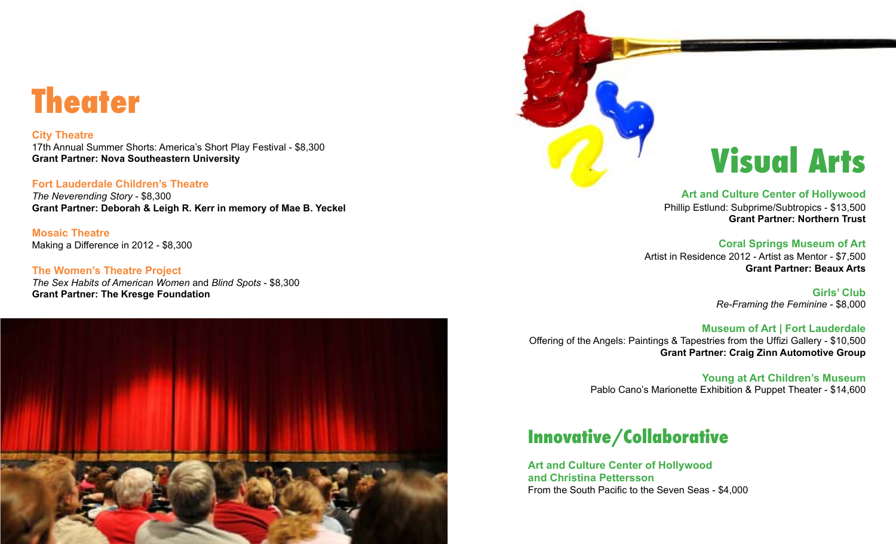# Theater

**City Theatre**
17th Annual Summer Shorts: America's Short Play Festival - $8,300
**Grant Partner: Nova Southeastern University**

**Fort Lauderdale Children's Theatre**
*The Neverending Story* - $8,300
**Grant Partner: Deborah & Leigh R. Kerr in memory of Mae B. Yeckel**

**Mosaic Theatre**
Making a Difference in 2012 - $8,300

**The Women's Theatre Project**
*The Sex Habits of American Women* and *Blind Spots* - $8,300
**Grant Partner: The Kresge Foundation**

# Visual Arts

**Art and Culture Center of Hollywood**
Phillip Estlund: Subprime/Subtropics - $13,500
**Grant Partner: Northern Trust**

**Coral Springs Museum of Art**
Artist in Residence 2012 - Artist as Mentor - $7,500
**Grant Partner: Beaux Arts**

**Girls' Club**
*Re-Framing the Feminine* - $8,000

**Museum of Art | Fort Lauderdale**
Offering of the Angels: Paintings & Tapestries from the Uffizi Gallery - $10,500
**Grant Partner: Craig Zinn Automotive Group**

**Young at Art Children's Museum**
Pablo Cano's Marionette Exhibition & Puppet Theater - $14,600

# Innovative/Collaborative

**Art and Culture Center of Hollywood and Christina Pettersson**
From the South Pacific to the Seven Seas - $4,000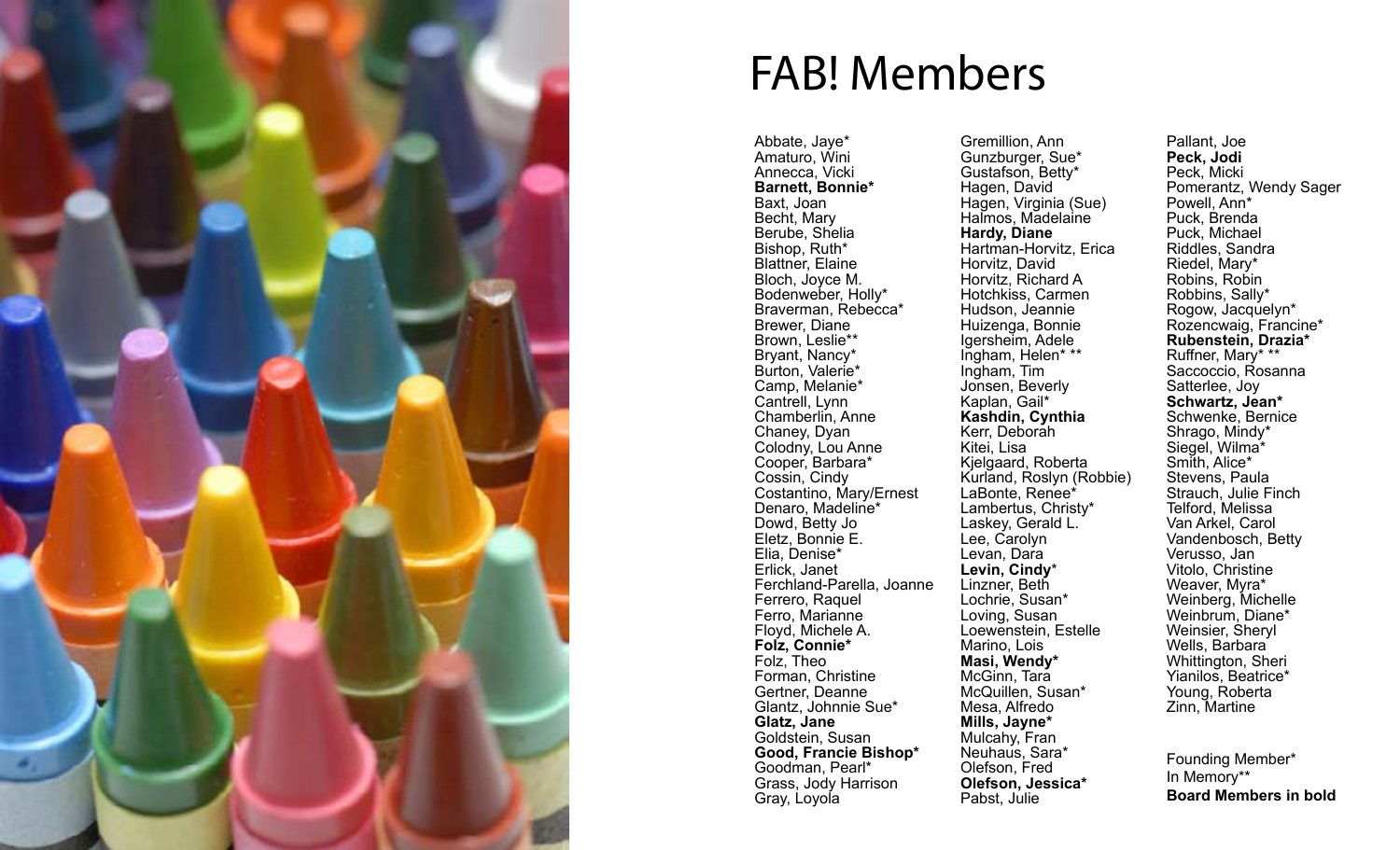# FAB! Members

Abbate, Jaye*
Amaturo, Wini
Annecca, Vicki
**Barnett, Bonnie***
Baxt, Joan
Becht, Mary
Berube, Shelia
Bishop, Ruth*
Blattner, Elaine
Bloch, Joyce M.
Bodenweber, Holly*
Braverman, Rebecca*
Brewer, Diane
Brown, Leslie**
Bryant, Nancy*
Burton, Valerie*
Camp, Melanie*
Cantrell, Lynn
Chamberlin, Anne
Chaney, Dyan
Colodny, Lou Anne
Cooper, Barbara*
Cossin, Cindy
Costantino, Mary/Ernest
Denaro, Madeline*
Dowd, Betty Jo
Eletz, Bonnie E.
Elia, Denise*
Erlick, Janet
Ferchland-Parella, Joanne
Ferrero, Raquel
Ferro, Marianne
Floyd, Michele A.
**Folz, Connie***
Folz, Theo
Forman, Christine
Gertner, Deanne
Glantz, Johnnie Sue*
**Glatz, Jane**
Goldstein, Susan
**Good, Francie Bishop***
Goodman, Pearl*
Grass, Jody Harrison
Gray, Loyola
Gremillion, Ann
Gunzburger, Sue*
Gustafson, Betty*
Hagen, David
Hagen, Virginia (Sue)
Halmos, Madelaine
**Hardy, Diane**
Hartman-Horvitz, Erica
Horvitz, David
Horvitz, Richard A
Hotchkiss, Carmen
Hudson, Jeannie
Huizenga, Bonnie
Igersheim, Adele
Ingham, Helen* **
Ingham, Tim
Jonsen, Beverly
Kaplan, Gail*
**Kashdin, Cynthia**
Kerr, Deborah
Kitei, Lisa
Kjelgaard, Roberta
Kurland, Roslyn (Robbie)
LaBonte, Renee*
Lambertus, Christy*
Laskey, Gerald L.
Lee, Carolyn
Levan, Dara
**Levin, Cindy***
Linzner, Beth
Lochrie, Susan*
Loving, Susan
Loewenstein, Estelle
Marino, Lois
**Masi, Wendy***
McGinn, Tara
McQuillen, Susan*
Mesa, Alfredo
**Mills, Jayne***
Mulcahy, Fran
Neuhaus, Sara*
Olefson, Fred
**Olefson, Jessica***
Pabst, Julie
Pallant, Joe
**Peck, Jodi**
Peck, Micki
Pomerantz, Wendy Sager
Powell, Ann*
Puck, Brenda
Puck, Michael
Riddles, Sandra
Riedel, Mary*
Robins, Robin
Robbins, Sally*
Rogow, Jacquelyn*
Rozencwaig, Francine*
**Rubenstein, Drazia***
Ruffner, Mary* **
Saccoccio, Rosanna
Satterlee, Joy
**Schwartz, Jean***
Schwenke, Bernice
Shrago, Mindy*
Siegel, Wilma*
Smith, Alice*
Stevens, Paula
Strauch, Julie Finch
Telford, Melissa
Van Arkel, Carol
Vandenbosch, Betty
Verusso, Jan
Vitolo, Christine
Weaver, Myra*
Weinberg, Michelle
Weinbrum, Diane*
Weinsier, Sheryl
Wells, Barbara
Whittington, Sheri
Yianilos, Beatrice*
Young, Roberta
Zinn, Martine

Founding Member*
In Memory**
**Board Members in bold**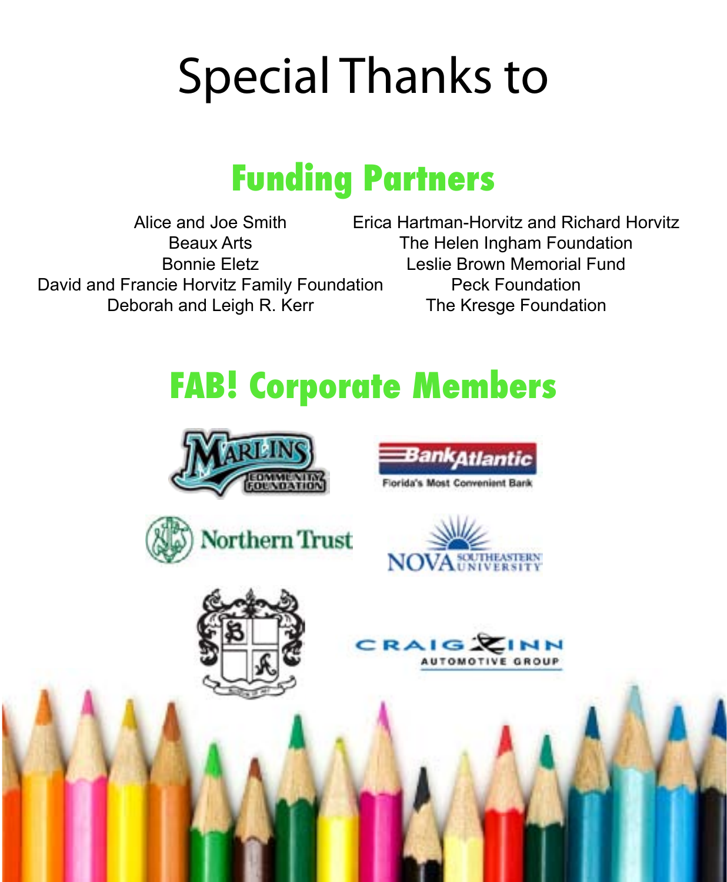# Special Thanks to

## Funding Partners

Alice and Joe Smith
Beaux Arts
Bonnie Eletz
David and Francie Horvitz Family Foundation
Deborah and Leigh R. Kerr
Erica Hartman-Horvitz and Richard Horvitz
The Helen Ingham Foundation
Leslie Brown Memorial Fund
Peck Foundation
The Kresge Foundation

## FAB! Corporate Members

Marlins Community Foundation

BankAtlantic
Florida's Most Convenient Bank

Northern Trust

NOVA Southeastern University

Craig Zinn Automotive Group